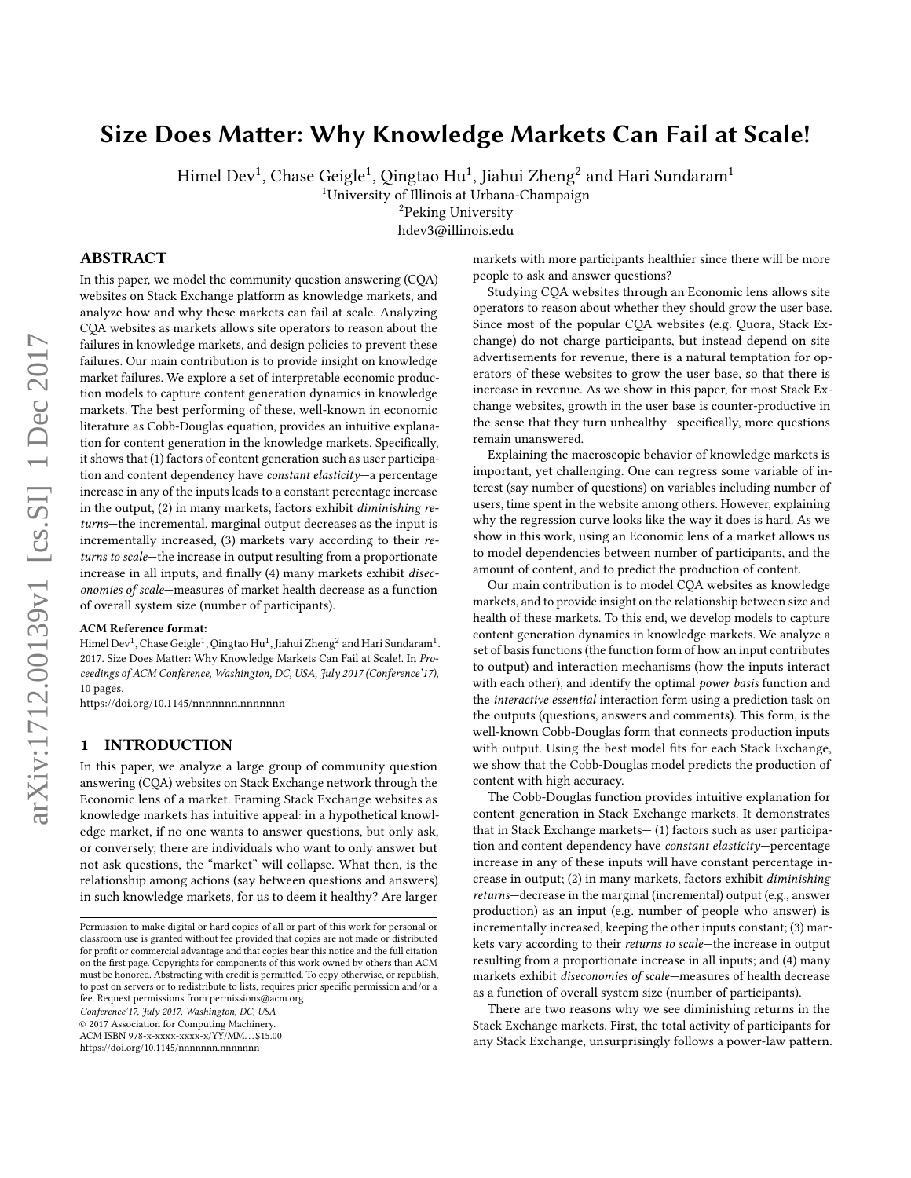# Size Does Matter: Why Knowledge Markets Can Fail at Scale!

Himel Dev[1], Chase Geigle[1], Qingtao Hu[1], Jiahui Zheng[2] and Hari Sundaram[1]

[1]University of Illinois at Urbana-Champaign

[2]Peking University

hdev3@illinois.edu

## ABSTRACT

In this paper, we model the community question answering (CQA) websites on Stack Exchange platform as knowledge markets, and analyze how and why these markets can fail at scale. Analyzing CQA websites as markets allows site operators to reason about the failures in knowledge markets, and design policies to prevent these failures. Our main contribution is to provide insight on knowledge market failures. We explore a set of interpretable economic production models to capture content generation dynamics in knowledge markets. The best performing of these, well-known in economic literature as Cobb-Douglas equation, provides an intuitive explanation for content generation in the knowledge markets. Specifically, it shows that (1) factors of content generation such as user participation and content dependency have *constant elasticity*—a percentage increase in any of the inputs leads to a constant percentage increase in the output, (2) in many markets, factors exhibit *diminishing returns*—the incremental, marginal output decreases as the input is incrementally increased, (3) markets vary according to their *returns to scale*—the increase in output resulting from a proportionate increase in all inputs, and finally (4) many markets exhibit *diseconomies of scale*—measures of market health decrease as a function of overall system size (number of participants).

**ACM Reference format:**

Himel Dev[1], Chase Geigle[1], Qingtao Hu[1], Jiahui Zheng[2] and Hari Sundaram[1]. 2017. Size Does Matter: Why Knowledge Markets Can Fail at Scale!. In *Proceedings of ACM Conference, Washington, DC, USA, July 2017 (Conference'17),* 10 pages.

https://doi.org/10.1145/nnnnnnn.nnnnnnn

## 1 INTRODUCTION

In this paper, we analyze a large group of community question answering (CQA) websites on Stack Exchange network through the Economic lens of a market. Framing Stack Exchange websites as knowledge markets has intuitive appeal: in a hypothetical knowledge market, if no one wants to answer questions, but only ask, or conversely, there are individuals who want to only answer but not ask questions, the "market" will collapse. What then, is the relationship among actions (say between questions and answers) in such knowledge markets, for us to deem it healthy? Are larger markets with more participants healthier since there will be more people to ask and answer questions?

Studying CQA websites through an Economic lens allows site operators to reason about whether they should grow the user base. Since most of the popular CQA websites (e.g. Quora, Stack Exchange) do not charge participants, but instead depend on site advertisements for revenue, there is a natural temptation for operators of these websites to grow the user base, so that there is increase in revenue. As we show in this paper, for most Stack Exchange websites, growth in the user base is counter-productive in the sense that they turn unhealthy—specifically, more questions remain unanswered.

Explaining the macroscopic behavior of knowledge markets is important, yet challenging. One can regress some variable of interest (say number of questions) on variables including number of users, time spent in the website among others. However, explaining why the regression curve looks like the way it does is hard. As we show in this work, using an Economic lens of a market allows us to model dependencies between number of participants, and the amount of content, and to predict the production of content.

Our main contribution is to model CQA websites as knowledge markets, and to provide insight on the relationship between size and health of these markets. To this end, we develop models to capture content generation dynamics in knowledge markets. We analyze a set of basis functions (the function form of how an input contributes to output) and interaction mechanisms (how the inputs interact with each other), and identify the optimal *power basis* function and the *interactive essential* interaction form using a prediction task on the outputs (questions, answers and comments). This form, is the well-known Cobb-Douglas form that connects production inputs with output. Using the best model fits for each Stack Exchange, we show that the Cobb-Douglas model predicts the production of content with high accuracy.

The Cobb-Douglas function provides intuitive explanation for content generation in Stack Exchange markets. It demonstrates that in Stack Exchange markets— (1) factors such as user participation and content dependency have *constant elasticity*—percentage increase in any of these inputs will have constant percentage increase in output; (2) in many markets, factors exhibit *diminishing returns*—decrease in the marginal (incremental) output (e.g., answer production) as an input (e.g. number of people who answer) is incrementally increased, keeping the other inputs constant; (3) markets vary according to their *returns to scale*—the increase in output resulting from a proportionate increase in all inputs; and (4) many markets exhibit *diseconomies of scale*—measures of health decrease as a function of overall system size (number of participants).

There are two reasons why we see diminishing returns in the Stack Exchange markets. First, the total activity of participants for any Stack Exchange, unsurprisingly follows a power-law pattern.

Permission to make digital or hard copies of all or part of this work for personal or classroom use is granted without fee provided that copies are not made or distributed for profit or commercial advantage and that copies bear this notice and the full citation on the first page. Copyrights for components of this work owned by others than ACM must be honored. Abstracting with credit is permitted. To copy otherwise, or republish, to post on servers or to redistribute to lists, requires prior specific permission and/or a fee. Request permissions from permissions@acm.org.

*Conference'17, July 2017, Washington, DC, USA*

© 2017 Association for Computing Machinery.

ACM ISBN 978-x-xxxx-xxxx-x/YY/MM...$15.00

https://doi.org/10.1145/nnnnnnn.nnnnnnn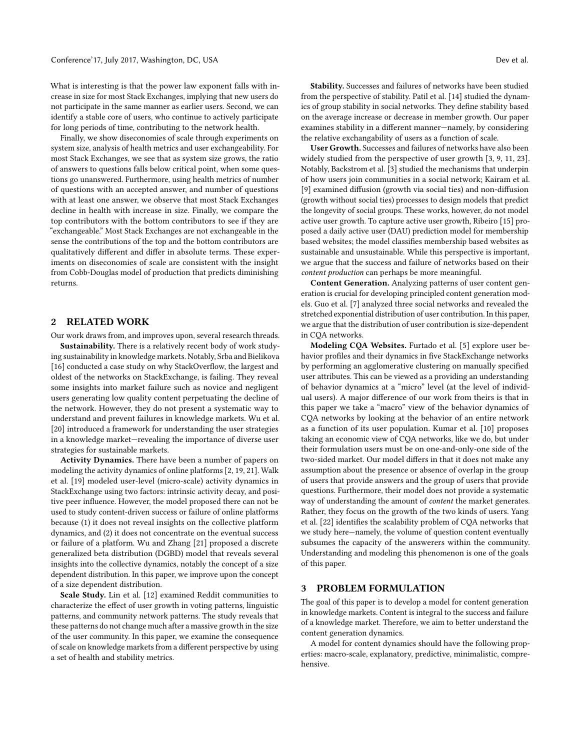What is interesting is that the power law exponent falls with increase in size for most Stack Exchanges, implying that new users do not participate in the same manner as earlier users. Second, we can identify a stable core of users, who continue to actively participate for long periods of time, contributing to the network health.

Finally, we show diseconomies of scale through experiments on system size, analysis of health metrics and user exchangeability. For most Stack Exchanges, we see that as system size grows, the ratio of answers to questions falls below critical point, when some questions go unanswered. Furthermore, using health metrics of number of questions with an accepted answer, and number of questions with at least one answer, we observe that most Stack Exchanges decline in health with increase in size. Finally, we compare the top contributors with the bottom contributors to see if they are "exchangeable." Most Stack Exchanges are not exchangeable in the sense the contributions of the top and the bottom contributors are qualitatively different and differ in absolute terms. These experiments on diseconomies of scale are consistent with the insight from Cobb-Douglas model of production that predicts diminishing returns.

## 2 RELATED WORK

Our work draws from, and improves upon, several research threads.

**Sustainability.** There is a relatively recent body of work studying sustainability in knowledge markets. Notably, Srba and Bielikova [16] conducted a case study on why StackOverflow, the largest and oldest of the networks on StackExchange, is failing. They reveal some insights into market failure such as novice and negligent users generating low quality content perpetuating the decline of the network. However, they do not present a systematic way to understand and prevent failures in knowledge markets. Wu et al. [20] introduced a framework for understanding the user strategies in a knowledge market—revealing the importance of diverse user strategies for sustainable markets.

**Activity Dynamics.** There have been a number of papers on modeling the activity dynamics of online platforms [2, 19, 21]. Walk et al. [19] modeled user-level (micro-scale) activity dynamics in StackExchange using two factors: intrinsic activity decay, and positive peer influence. However, the model proposed there can not be used to study content-driven success or failure of online platforms because (1) it does not reveal insights on the collective platform dynamics, and (2) it does not concentrate on the eventual success or failure of a platform. Wu and Zhang [21] proposed a discrete generalized beta distribution (DGBD) model that reveals several insights into the collective dynamics, notably the concept of a size dependent distribution. In this paper, we improve upon the concept of a size dependent distribution.

**Scale Study.** Lin et al. [12] examined Reddit communities to characterize the effect of user growth in voting patterns, linguistic patterns, and community network patterns. The study reveals that these patterns do not change much after a massive growth in the size of the user community. In this paper, we examine the consequence of scale on knowledge markets from a different perspective by using a set of health and stability metrics.

**Stability.** Successes and failures of networks have been studied from the perspective of stability. Patil et al. [14] studied the dynamics of group stability in social networks. They define stability based on the average increase or decrease in member growth. Our paper examines stability in a different manner—namely, by considering the relative exchangability of users as a function of scale.

**User Growth.** Successes and failures of networks have also been widely studied from the perspective of user growth [3, 9, 11, 23]. Notably, Backstrom et al. [3] studied the mechanisms that underpin of how users join communities in a social network; Kairam et al. [9] examined diffusion (growth via social ties) and non-diffusion (growth without social ties) processes to design models that predict the longevity of social groups. These works, however, do not model active user growth. To capture active user growth, Ribeiro [15] proposed a daily active user (DAU) prediction model for membership based websites; the model classifies membership based websites as sustainable and unsustainable. While this perspective is important, we argue that the success and failure of networks based on their *content production* can perhaps be more meaningful.

**Content Generation.** Analyzing patterns of user content generation is crucial for developing principled content generation models. Guo et al. [7] analyzed three social networks and revealed the stretched exponential distribution of user contribution. In this paper, we argue that the distribution of user contribution is size-dependent in CQA networks.

**Modeling CQA Websites.** Furtado et al. [5] explore user behavior profiles and their dynamics in five StackExchange networks by performing an agglomerative clustering on manually specified user attributes. This can be viewed as a providing an understanding of behavior dynamics at a "micro" level (at the level of individual users). A major difference of our work from theirs is that in this paper we take a "macro" view of the behavior dynamics of CQA networks by looking at the behavior of an entire network as a function of its user population. Kumar et al. [10] proposes taking an economic view of CQA networks, like we do, but under their formulation users must be on one-and-only-one side of the two-sided market. Our model differs in that it does not make any assumption about the presence or absence of overlap in the group of users that provide answers and the group of users that provide questions. Furthermore, their model does not provide a systematic way of understanding the amount of *content* the market generates. Rather, they focus on the growth of the two kinds of users. Yang et al. [22] identifies the scalability problem of CQA networks that we study here—namely, the volume of question content eventually subsumes the capacity of the answerers within the community. Understanding and modeling this phenomenon is one of the goals of this paper.

## 3 PROBLEM FORMULATION

The goal of this paper is to develop a model for content generation in knowledge markets. Content is integral to the success and failure of a knowledge market. Therefore, we aim to better understand the content generation dynamics.

A model for content dynamics should have the following properties: macro-scale, explanatory, predictive, minimalistic, comprehensive.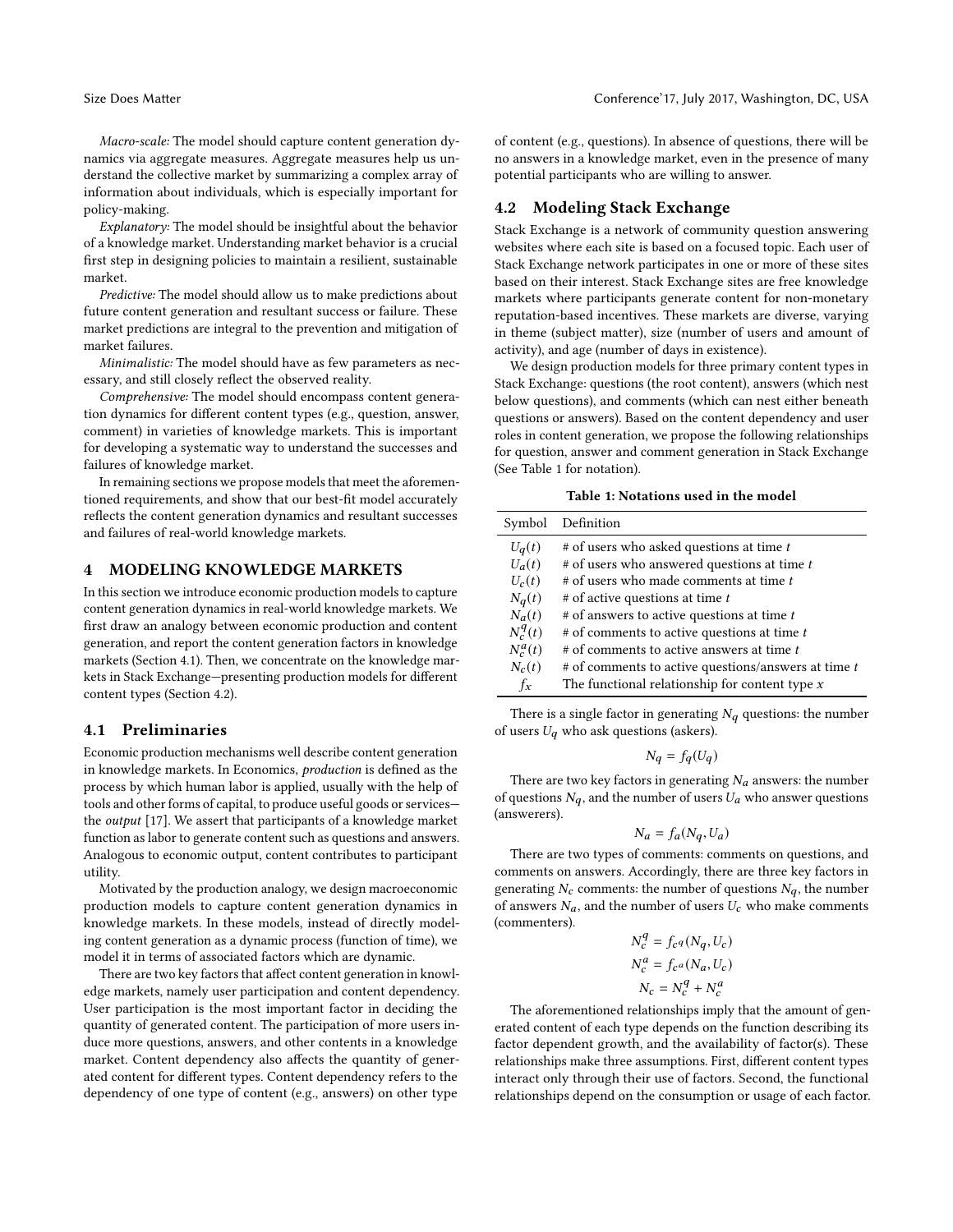*Macro-scale:* The model should capture content generation dynamics via aggregate measures. Aggregate measures help us understand the collective market by summarizing a complex array of information about individuals, which is especially important for policy-making.

*Explanatory:* The model should be insightful about the behavior of a knowledge market. Understanding market behavior is a crucial first step in designing policies to maintain a resilient, sustainable market.

*Predictive:* The model should allow us to make predictions about future content generation and resultant success or failure. These market predictions are integral to the prevention and mitigation of market failures.

*Minimalistic:* The model should have as few parameters as necessary, and still closely reflect the observed reality.

*Comprehensive:* The model should encompass content generation dynamics for different content types (e.g., question, answer, comment) in varieties of knowledge markets. This is important for developing a systematic way to understand the successes and failures of knowledge market.

In remaining sections we propose models that meet the aforementioned requirements, and show that our best-fit model accurately reflects the content generation dynamics and resultant successes and failures of real-world knowledge markets.

## 4 MODELING KNOWLEDGE MARKETS

In this section we introduce economic production models to capture content generation dynamics in real-world knowledge markets. We first draw an analogy between economic production and content generation, and report the content generation factors in knowledge markets (Section 4.1). Then, we concentrate on the knowledge markets in Stack Exchange—presenting production models for different content types (Section 4.2).

### 4.1 Preliminaries

Economic production mechanisms well describe content generation in knowledge markets. In Economics, *production* is defined as the process by which human labor is applied, usually with the help of tools and other forms of capital, to produce useful goods or services—the *output* [17]. We assert that participants of a knowledge market function as labor to generate content such as questions and answers. Analogous to economic output, content contributes to participant utility.

Motivated by the production analogy, we design macroeconomic production models to capture content generation dynamics in knowledge markets. In these models, instead of directly modeling content generation as a dynamic process (function of time), we model it in terms of associated factors which are dynamic.

There are two key factors that affect content generation in knowledge markets, namely user participation and content dependency. User participation is the most important factor in deciding the quantity of generated content. The participation of more users induce more questions, answers, and other contents in a knowledge market. Content dependency also affects the quantity of generated content for different types. Content dependency refers to the dependency of one type of content (e.g., answers) on other type of content (e.g., questions). In absence of questions, there will be no answers in a knowledge market, even in the presence of many potential participants who are willing to answer.

### 4.2 Modeling Stack Exchange

Stack Exchange is a network of community question answering websites where each site is based on a focused topic. Each user of Stack Exchange network participates in one or more of these sites based on their interest. Stack Exchange sites are free knowledge markets where participants generate content for non-monetary reputation-based incentives. These markets are diverse, varying in theme (subject matter), size (number of users and amount of activity), and age (number of days in existence).

We design production models for three primary content types in Stack Exchange: questions (the root content), answers (which nest below questions), and comments (which can nest either beneath questions or answers). Based on the content dependency and user roles in content generation, we propose the following relationships for question, answer and comment generation in Stack Exchange (See Table 1 for notation).

**Table 1: Notations used in the model**

| Symbol | Definition |
|---|---|
| $U_q(t)$ | # of users who asked questions at time $t$ |
| $U_a(t)$ | # of users who answered questions at time $t$ |
| $U_c(t)$ | # of users who made comments at time $t$ |
| $N_q(t)$ | # of active questions at time $t$ |
| $N_a(t)$ | # of answers to active questions at time $t$ |
| $N_c^q(t)$ | # of comments to active questions at time $t$ |
| $N_c^a(t)$ | # of comments to active answers at time $t$ |
| $N_c(t)$ | # of comments to active questions/answers at time $t$ |
| $f_x$ | The functional relationship for content type $x$ |

There is a single factor in generating $N_q$ questions: the number of users $U_q$ who ask questions (askers).

$$N_q = f_q(U_q)$$

There are two key factors in generating $N_a$ answers: the number of questions $N_q$, and the number of users $U_a$ who answer questions (answerers).

$$N_a = f_a(N_q, U_a)$$

There are two types of comments: comments on questions, and comments on answers. Accordingly, there are three key factors in generating $N_c$ comments: the number of questions $N_q$, the number of answers $N_a$, and the number of users $U_c$ who make comments (commenters).

$$N_c^q = f_{c^q}(N_q, U_c)$$
$$N_c^a = f_{c^a}(N_a, U_c)$$
$$N_c = N_c^q + N_c^a$$

The aforementioned relationships imply that the amount of generated content of each type depends on the function describing its factor dependent growth, and the availability of factor(s). These relationships make three assumptions. First, different content types interact only through their use of factors. Second, the functional relationships depend on the consumption or usage of each factor.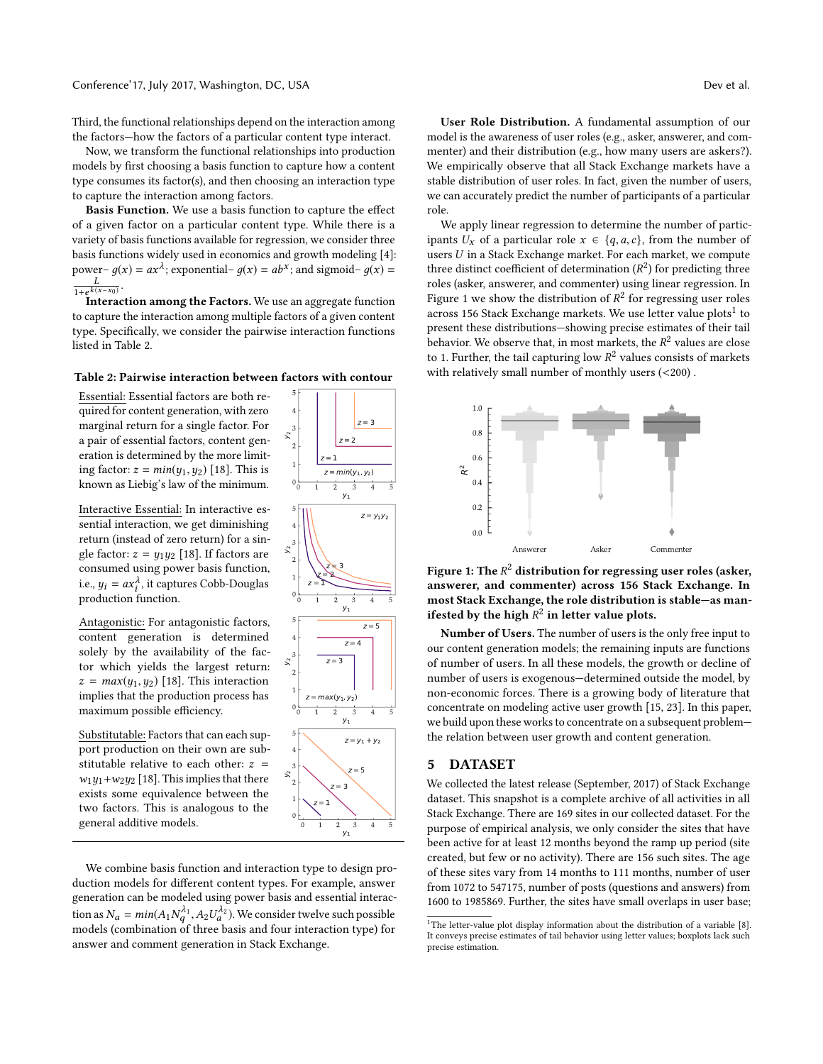Third, the functional relationships depend on the interaction among the factors—how the factors of a particular content type interact.

Now, we transform the functional relationships into production models by first choosing a basis function to capture how a content type consumes its factor(s), and then choosing an interaction type to capture the interaction among factors.

**Basis Function.** We use a basis function to capture the effect of a given factor on a particular content type. While there is a variety of basis functions available for regression, we consider three basis functions widely used in economics and growth modeling [4]: power– $g(x) = ax^{\lambda}$; exponential– $g(x) = ab^{x}$; and sigmoid– $g(x) = \frac{L}{1+e^{k(x-x_0)}}$.

**Interaction among the Factors.** We use an aggregate function to capture the interaction among multiple factors of a given content type. Specifically, we consider the pairwise interaction functions listed in Table 2.

**Table 2: Pairwise interaction between factors with contour**

| Interaction | Contour |
|---|---|
| Essential: Essential factors are both required for content generation, with zero marginal return for a single factor. For a pair of essential factors, content generation is determined by the more limiting factor: $z = min(y_1, y_2)$ [18]. This is known as Liebig's law of the minimum. | $z = min(y_1, y_2)$; contours $z = 1$, $z = 2$, $z = 3$ |
| Interactive Essential: In interactive essential interaction, we get diminishing return (instead of zero return) for a single factor: $z = y_1 y_2$ [18]. If factors are consumed using power basis function, i.e., $y_i = ax_i^{\lambda}$, it captures Cobb-Douglas production function. | $z = y_1 y_2$; contours $z = 1$, $z = 2$, $z = 3$ |
| Antagonistic: For antagonistic factors, content generation is determined solely by the availability of the factor which yields the largest return: $z = max(y_1, y_2)$ [18]. This interaction implies that the production process has maximum possible efficiency. | $z = max(y_1, y_2)$; contours $z = 3$, $z = 4$, $z = 5$ |
| Substitutable: Factors that can each support production on their own are substitutable relative to each other: $z = w_1 y_1 + w_2 y_2$ [18]. This implies that there exists some equivalence between the two factors. This is analogous to the general additive models. | $z = y_1 + y_2$; contours $z = 1$, $z = 3$, $z = 5$ |

We combine basis function and interaction type to design production models for different content types. For example, answer generation can be modeled using power basis and essential interaction as $N_a = min(A_1 N_q^{\lambda_1}, A_2 U_a^{\lambda_2})$. We consider twelve such possible models (combination of three basis and four interaction type) for answer and comment generation in Stack Exchange.

**User Role Distribution.** A fundamental assumption of our model is the awareness of user roles (e.g., asker, answerer, and commenter) and their distribution (e.g., how many users are askers?). We empirically observe that all Stack Exchange markets have a stable distribution of user roles. In fact, given the number of users, we can accurately predict the number of participants of a particular role.

We apply linear regression to determine the number of participants $U_x$ of a particular role $x \in \{q, a, c\}$, from the number of users $U$ in a Stack Exchange market. For each market, we compute three distinct coefficient of determination ($R^2$) for predicting three roles (asker, answerer, and commenter) using linear regression. In Figure 1 we show the distribution of $R^2$ for regressing user roles across 156 Stack Exchange markets. We use letter value plots[1] to present these distributions—showing precise estimates of their tail behavior. We observe that, in most markets, the $R^2$ values are close to 1. Further, the tail capturing low $R^2$ values consists of markets with relatively small number of monthly users (<200) .

**Figure 1: The $R^2$ distribution for regressing user roles (asker, answerer, and commenter) across 156 Stack Exchange. In most Stack Exchange, the role distribution is stable—as manifested by the high $R^2$ in letter value plots.**

**Number of Users.** The number of users is the only free input to our content generation models; the remaining inputs are functions of number of users. In all these models, the growth or decline of number of users is exogenous—determined outside the model, by non-economic forces. There is a growing body of literature that concentrate on modeling active user growth [15, 23]. In this paper, we build upon these works to concentrate on a subsequent problem—the relation between user growth and content generation.

## 5 DATASET

We collected the latest release (September, 2017) of Stack Exchange dataset. This snapshot is a complete archive of all activities in all Stack Exchange. There are 169 sites in our collected dataset. For the purpose of empirical analysis, we only consider the sites that have been active for at least 12 months beyond the ramp up period (site created, but few or no activity). There are 156 such sites. The age of these sites vary from 14 months to 111 months, number of user from 1072 to 547175, number of posts (questions and answers) from 1600 to 1985869. Further, the sites have small overlaps in user base;

[1] The letter-value plot display information about the distribution of a variable [8]. It conveys precise estimates of tail behavior using letter values; boxplots lack such precise estimation.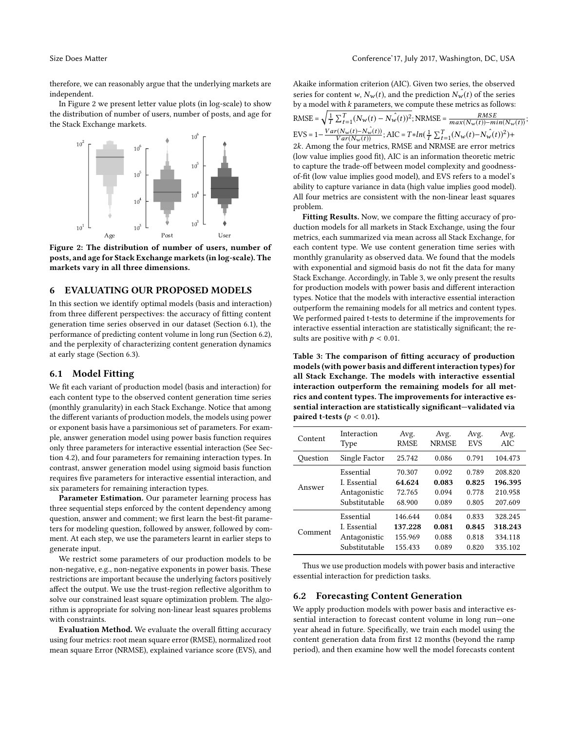therefore, we can reasonably argue that the underlying markets are independent.

In Figure 2 we present letter value plots (in log-scale) to show the distribution of number of users, number of posts, and age for the Stack Exchange markets.

Figure 2: The distribution of number of users, number of posts, and age for Stack Exchange markets (in log-scale). The markets vary in all three dimensions.

## 6 EVALUATING OUR PROPOSED MODELS

In this section we identify optimal models (basis and interaction) from three different perspectives: the accuracy of fitting content generation time series observed in our dataset (Section 6.1), the performance of predicting content volume in long run (Section 6.2), and the perplexity of characterizing content generation dynamics at early stage (Section 6.3).

### 6.1 Model Fitting

We fit each variant of production model (basis and interaction) for each content type to the observed content generation time series (monthly granularity) in each Stack Exchange. Notice that among the different variants of production models, the models using power or exponent basis have a parsimonious set of parameters. For example, answer generation model using power basis function requires only three parameters for interactive essential interaction (See Section 4.2), and four parameters for remaining interaction types. In contrast, answer generation model using sigmoid basis function requires five parameters for interactive essential interaction, and six parameters for remaining interaction types.

**Parameter Estimation.** Our parameter learning process has three sequential steps enforced by the content dependency among question, answer and comment; we first learn the best-fit parameters for modeling question, followed by answer, followed by comment. At each step, we use the parameters learnt in earlier steps to generate input.

We restrict some parameters of our production models to be non-negative, e.g., non-negative exponents in power basis. These restrictions are important because the underlying factors positively affect the output. We use the trust-region reflective algorithm to solve our constrained least square optimization problem. The algorithm is appropriate for solving non-linear least squares problems with constraints.

**Evaluation Method.** We evaluate the overall fitting accuracy using four metrics: root mean square error (RMSE), normalized root mean square Error (NRMSE), explained variance score (EVS), and Akaike information criterion (AIC). Given two series, the observed series for content $w$, $N_w(t)$, and the prediction $\hat{N_w}(t)$ of the series by a model with $k$ parameters, we compute these metrics as follows: RMSE = $\sqrt{\frac{1}{T}\sum_{t=1}^{T}(N_w(t) - \hat{N_w}(t))^2}$; NRMSE = $\frac{RMSE}{max(N_w(t)) - min(N_w(t))}$; EVS = $1 - \frac{Var(N_w(t) - \hat{N_w}(t))}{Var(N_w(t))}$; AIC = $T * ln(\frac{1}{T}\sum_{t=1}^{T}(N_w(t) - \hat{N_w}(t))^2) + 2k$. Among the four metrics, RMSE and NRMSE are error metrics (low value implies good fit), AIC is an information theoretic metric to capture the trade-off between model complexity and goodness-of-fit (low value implies good model), and EVS refers to a model's ability to capture variance in data (high value implies good model). All four metrics are consistent with the non-linear least squares problem.

**Fitting Results.** Now, we compare the fitting accuracy of production models for all markets in Stack Exchange, using the four metrics, each summarized via mean across all Stack Exchange, for each content type. We use content generation time series with monthly granularity as observed data. We found that the models with exponential and sigmoid basis do not fit the data for many Stack Exchange. Accordingly, in Table 3, we only present the results for production models with power basis and different interaction types. Notice that the models with interactive essential interaction outperform the remaining models for all metrics and content types. We performed paired t-tests to determine if the improvements for interactive essential interaction are statistically significant; the results are positive with $p < 0.01$.

**Table 3: The comparison of fitting accuracy of production models (with power basis and different interaction types) for all Stack Exchange. The models with interactive essential interaction outperform the remaining models for all metrics and content types. The improvements for interactive essential interaction are statistically significant—validated via paired t-tests ($p < 0.01$).**

| Content | Interaction Type | Avg. RMSE | Avg. NRMSE | Avg. EVS | Avg. AIC |
|---|---|---|---|---|---|
| Question | Single Factor | 25.742 | 0.086 | 0.791 | 104.473 |
| Answer | Essential | 70.307 | 0.092 | 0.789 | 208.820 |
| | I. Essential | **64.624** | **0.083** | **0.825** | **196.395** |
| | Antagonistic | 72.765 | 0.094 | 0.778 | 210.958 |
| | Substitutable | 68.900 | 0.089 | 0.805 | 207.609 |
| Comment | Essential | 146.644 | 0.084 | 0.833 | 328.245 |
| | I. Essential | **137.228** | **0.081** | **0.845** | **318.243** |
| | Antagonistic | 155.969 | 0.088 | 0.818 | 334.118 |
| | Substitutable | 155.433 | 0.089 | 0.820 | 335.102 |

Thus we use production models with power basis and interactive essential interaction for prediction tasks.

### 6.2 Forecasting Content Generation

We apply production models with power basis and interactive essential interaction to forecast content volume in long run—one year ahead in future. Specifically, we train each model using the content generation data from first 12 months (beyond the ramp period), and then examine how well the model forecasts content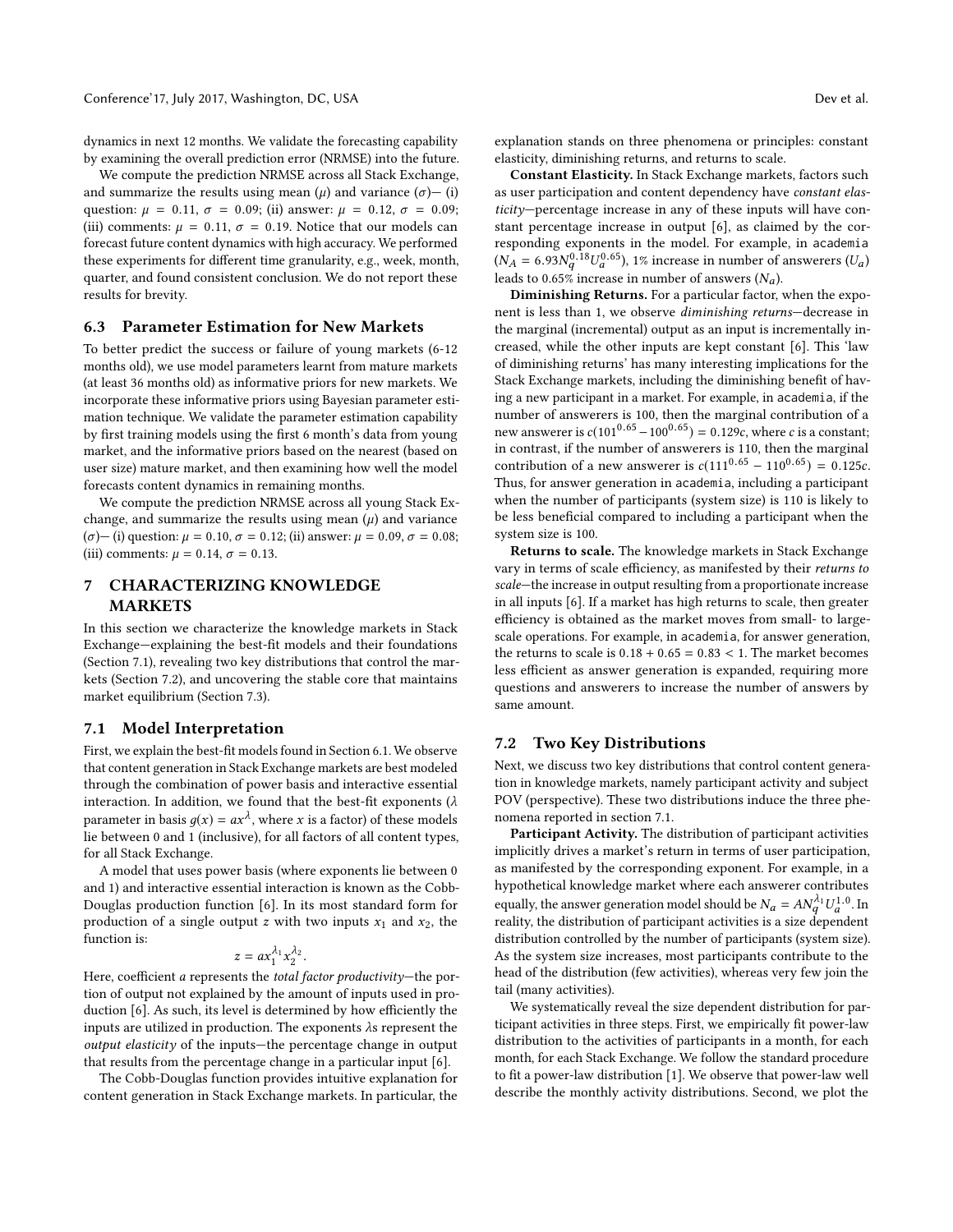dynamics in next 12 months. We validate the forecasting capability by examining the overall prediction error (NRMSE) into the future.

We compute the prediction NRMSE across all Stack Exchange, and summarize the results using mean ($\mu$) and variance ($\sigma$)— (i) question: $\mu = 0.11$, $\sigma = 0.09$; (ii) answer: $\mu = 0.12$, $\sigma = 0.09$; (iii) comments: $\mu = 0.11$, $\sigma = 0.19$. Notice that our models can forecast future content dynamics with high accuracy. We performed these experiments for different time granularity, e.g., week, month, quarter, and found consistent conclusion. We do not report these results for brevity.

### 6.3 Parameter Estimation for New Markets

To better predict the success or failure of young markets (6-12 months old), we use model parameters learnt from mature markets (at least 36 months old) as informative priors for new markets. We incorporate these informative priors using Bayesian parameter estimation technique. We validate the parameter estimation capability by first training models using the first 6 month's data from young market, and the informative priors based on the nearest (based on user size) mature market, and then examining how well the model forecasts content dynamics in remaining months.

We compute the prediction NRMSE across all young Stack Exchange, and summarize the results using mean ($\mu$) and variance ($\sigma$)— (i) question: $\mu = 0.10$, $\sigma = 0.12$; (ii) answer: $\mu = 0.09$, $\sigma = 0.08$; (iii) comments: $\mu = 0.14$, $\sigma = 0.13$.

## 7 CHARACTERIZING KNOWLEDGE MARKETS

In this section we characterize the knowledge markets in Stack Exchange—explaining the best-fit models and their foundations (Section 7.1), revealing two key distributions that control the markets (Section 7.2), and uncovering the stable core that maintains market equilibrium (Section 7.3).

### 7.1 Model Interpretation

First, we explain the best-fit models found in Section 6.1. We observe that content generation in Stack Exchange markets are best modeled through the combination of power basis and interactive essential interaction. In addition, we found that the best-fit exponents ($\lambda$ parameter in basis $g(x) = ax^{\lambda}$, where $x$ is a factor) of these models lie between 0 and 1 (inclusive), for all factors of all content types, for all Stack Exchange.

A model that uses power basis (where exponents lie between 0 and 1) and interactive essential interaction is known as the Cobb-Douglas production function [6]. In its most standard form for production of a single output $z$ with two inputs $x_1$ and $x_2$, the function is:

$$z = ax_1^{\lambda_1} x_2^{\lambda_2}.$$

Here, coefficient $a$ represents the *total factor productivity*—the portion of output not explained by the amount of inputs used in production [6]. As such, its level is determined by how efficiently the inputs are utilized in production. The exponents $\lambda$s represent the *output elasticity* of the inputs—the percentage change in output that results from the percentage change in a particular input [6].

The Cobb-Douglas function provides intuitive explanation for content generation in Stack Exchange markets. In particular, the explanation stands on three phenomena or principles: constant elasticity, diminishing returns, and returns to scale.

**Constant Elasticity.** In Stack Exchange markets, factors such as user participation and content dependency have *constant elasticity*—percentage increase in any of these inputs will have constant percentage increase in output [6], as claimed by the corresponding exponents in the model. For example, in academia ($N_A = 6.93N_q^{0.18}U_a^{0.65}$), 1% increase in number of answerers ($U_a$) leads to 0.65% increase in number of answers ($N_a$).

**Diminishing Returns.** For a particular factor, when the exponent is less than 1, we observe *diminishing returns*—decrease in the marginal (incremental) output as an input is incrementally increased, while the other inputs are kept constant [6]. This 'law of diminishing returns' has many interesting implications for the Stack Exchange markets, including the diminishing benefit of having a new participant in a market. For example, in academia, if the number of answerers is 100, then the marginal contribution of a new answerer is $c(101^{0.65} - 100^{0.65}) = 0.129c$, where $c$ is a constant; in contrast, if the number of answerers is 110, then the marginal contribution of a new answerer is $c(111^{0.65} - 110^{0.65}) = 0.125c$. Thus, for answer generation in academia, including a participant when the number of participants (system size) is 110 is likely to be less beneficial compared to including a participant when the system size is 100.

**Returns to scale.** The knowledge markets in Stack Exchange vary in terms of scale efficiency, as manifested by their *returns to scale*—the increase in output resulting from a proportionate increase in all inputs [6]. If a market has high returns to scale, then greater efficiency is obtained as the market moves from small- to large-scale operations. For example, in academia, for answer generation, the returns to scale is $0.18 + 0.65 = 0.83 < 1$. The market becomes less efficient as answer generation is expanded, requiring more questions and answerers to increase the number of answers by same amount.

### 7.2 Two Key Distributions

Next, we discuss two key distributions that control content generation in knowledge markets, namely participant activity and subject POV (perspective). These two distributions induce the three phenomena reported in section 7.1.

**Participant Activity.** The distribution of participant activities implicitly drives a market's return in terms of user participation, as manifested by the corresponding exponent. For example, in a hypothetical knowledge market where each answerer contributes equally, the answer generation model should be $N_a = AN_q^{\lambda_1}U_a^{1.0}$. In reality, the distribution of participant activities is a size dependent distribution controlled by the number of participants (system size). As the system size increases, most participants contribute to the head of the distribution (few activities), whereas very few join the tail (many activities).

We systematically reveal the size dependent distribution for participant activities in three steps. First, we empirically fit power-law distribution to the activities of participants in a month, for each month, for each Stack Exchange. We follow the standard procedure to fit a power-law distribution [1]. We observe that power-law well describe the monthly activity distributions. Second, we plot the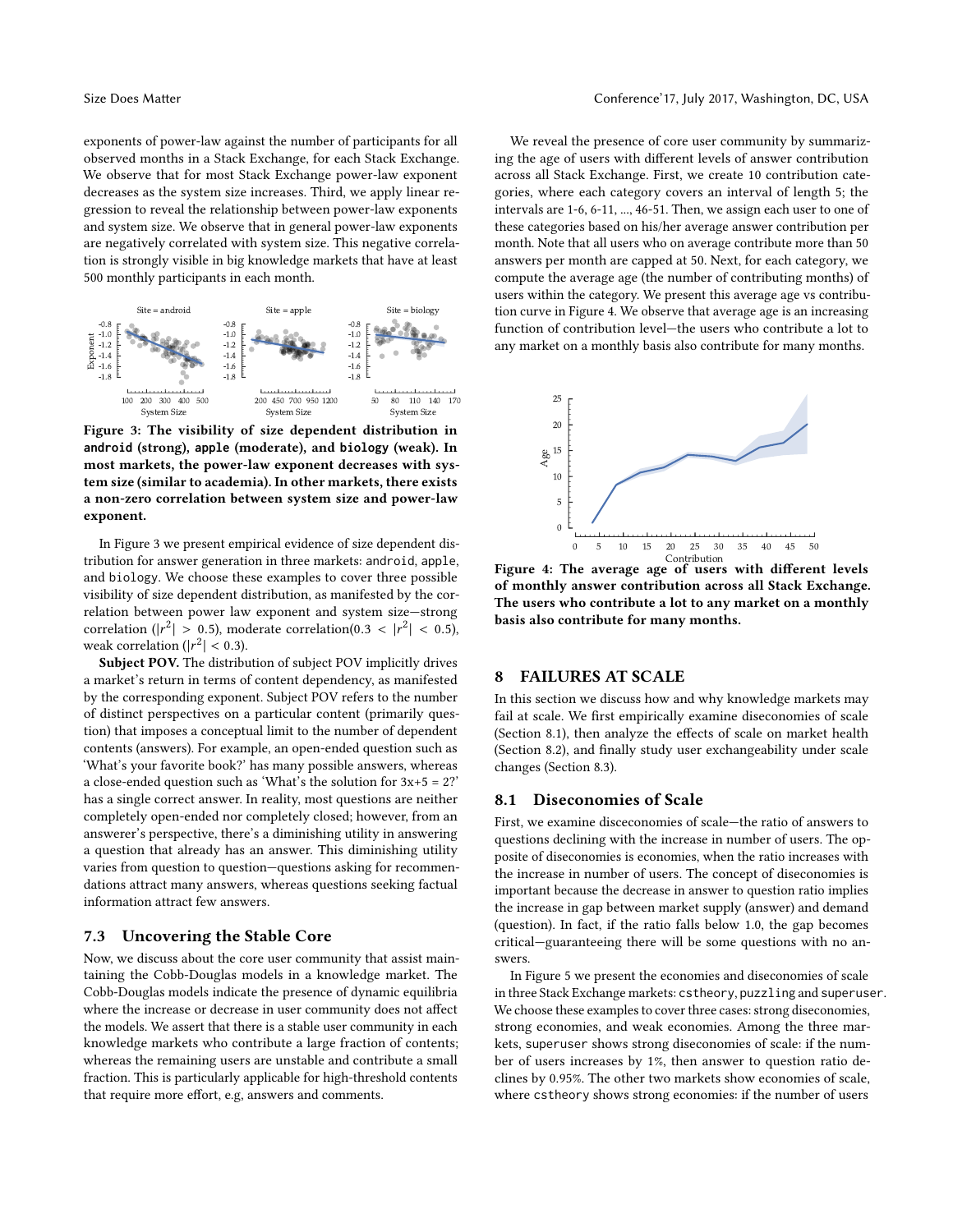exponents of power-law against the number of participants for all observed months in a Stack Exchange, for each Stack Exchange. We observe that for most Stack Exchange power-law exponent decreases as the system size increases. Third, we apply linear regression to reveal the relationship between power-law exponents and system size. We observe that in general power-law exponents are negatively correlated with system size. This negative correlation is strongly visible in big knowledge markets that have at least 500 monthly participants in each month.

**Figure 3: The visibility of size dependent distribution in android (strong), apple (moderate), and biology (weak). In most markets, the power-law exponent decreases with system size (similar to academia). In other markets, there exists a non-zero correlation between system size and power-law exponent.**

In Figure 3 we present empirical evidence of size dependent distribution for answer generation in three markets: android, apple, and biology. We choose these examples to cover three possible visibility of size dependent distribution, as manifested by the correlation between power law exponent and system size—strong correlation ($|r^2| > 0.5$), moderate correlation($0.3 < |r^2| < 0.5$), weak correlation ($|r^2| < 0.3$).

**Subject POV.** The distribution of subject POV implicitly drives a market's return in terms of content dependency, as manifested by the corresponding exponent. Subject POV refers to the number of distinct perspectives on a particular content (primarily question) that imposes a conceptual limit to the number of dependent contents (answers). For example, an open-ended question such as 'What's your favorite book?' has many possible answers, whereas a close-ended question such as 'What's the solution for $3x+5 = 2$?' has a single correct answer. In reality, most questions are neither completely open-ended nor completely closed; however, from an answerer's perspective, there's a diminishing utility in answering a question that already has an answer. This diminishing utility varies from question to question—questions asking for recommendations attract many answers, whereas questions seeking factual information attract few answers.

### 7.3 Uncovering the Stable Core

Now, we discuss about the core user community that assist maintaining the Cobb-Douglas models in a knowledge market. The Cobb-Douglas models indicate the presence of dynamic equilibria where the increase or decrease in user community does not affect the models. We assert that there is a stable user community in each knowledge markets who contribute a large fraction of contents; whereas the remaining users are unstable and contribute a small fraction. This is particularly applicable for high-threshold contents that require more effort, e.g, answers and comments.

We reveal the presence of core user community by summarizing the age of users with different levels of answer contribution across all Stack Exchange. First, we create 10 contribution categories, where each category covers an interval of length 5; the intervals are 1-6, 6-11, ..., 46-51. Then, we assign each user to one of these categories based on his/her average answer contribution per month. Note that all users who on average contribute more than 50 answers per month are capped at 50. Next, for each category, we compute the average age (the number of contributing months) of users within the category. We present this average age vs contribution curve in Figure 4. We observe that average age is an increasing function of contribution level—the users who contribute a lot to any market on a monthly basis also contribute for many months.

**Figure 4: The average age of users with different levels of monthly answer contribution across all Stack Exchange. The users who contribute a lot to any market on a monthly basis also contribute for many months.**

## 8 FAILURES AT SCALE

In this section we discuss how and why knowledge markets may fail at scale. We first empirically examine diseconomies of scale (Section 8.1), then analyze the effects of scale on market health (Section 8.2), and finally study user exchangeability under scale changes (Section 8.3).

### 8.1 Diseconomies of Scale

First, we examine diseconomies of scale—the ratio of answers to questions declining with the increase in number of users. The opposite of diseconomies is economies, when the ratio increases with the increase in number of users. The concept of diseconomies is important because the decrease in answer to question ratio implies the increase in gap between market supply (answer) and demand (question). In fact, if the ratio falls below 1.0, the gap becomes critical—guaranteeing there will be some questions with no answers.

In Figure 5 we present the economies and diseconomies of scale in three Stack Exchange markets: cstheory, puzzling and superuser. We choose these examples to cover three cases: strong diseconomies, strong economies, and weak economies. Among the three markets, superuser shows strong diseconomies of scale: if the number of users increases by 1%, then answer to question ratio declines by 0.95%. The other two markets show economies of scale, where cstheory shows strong economies: if the number of users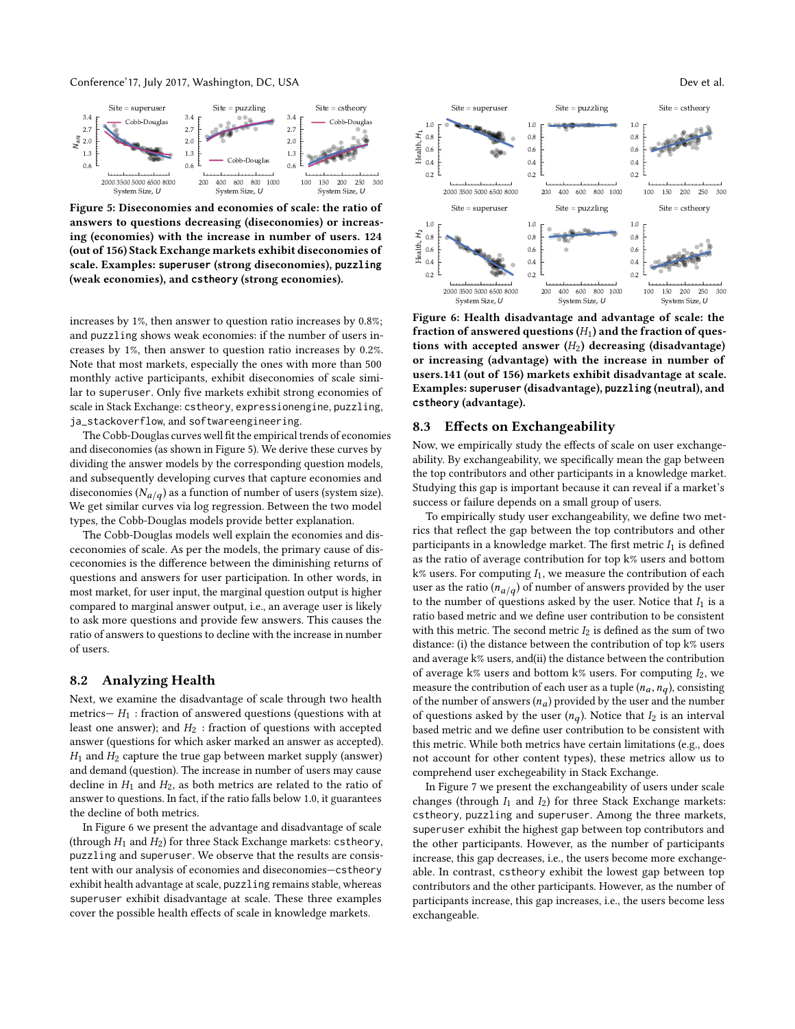**Figure 5: Diseconomies and economies of scale: the ratio of answers to questions decreasing (diseconomies) or increasing (economies) with the increase in number of users. 124 (out of 156) Stack Exchange markets exhibit diseconomies of scale. Examples: superuser (strong diseconomies), puzzling (weak economies), and cstheory (strong economies).**

increases by 1%, then answer to question ratio increases by 0.8%; and puzzling shows weak economies: if the number of users increases by 1%, then answer to question ratio increases by 0.2%. Note that most markets, especially the ones with more than 500 monthly active participants, exhibit diseconomies of scale similar to superuser. Only five markets exhibit strong economies of scale in Stack Exchange: cstheory, expressionengine, puzzling, ja_stackoverflow, and softwareengineering.

The Cobb-Douglas curves well fit the empirical trends of economies and diseconomies (as shown in Figure 5). We derive these curves by dividing the answer models by the corresponding question models, and subsequently developing curves that capture economies and diseconomies ($N_{a/q}$) as a function of number of users (system size). We get similar curves via log regression. Between the two model types, the Cobb-Douglas models provide better explanation.

The Cobb-Douglas models well explain the economies and disceconomies of scale. As per the models, the primary cause of disceconomies is the difference between the diminishing returns of questions and answers for user participation. In other words, in most market, for user input, the marginal question output is higher compared to marginal answer output, i.e., an average user is likely to ask more questions and provide few answers. This causes the ratio of answers to questions to decline with the increase in number of users.

## 8.2 Analyzing Health

Next, we examine the disadvantage of scale through two health metrics— $H_1$ : fraction of answered questions (questions with at least one answer); and $H_2$ : fraction of questions with accepted answer (questions for which asker marked an answer as accepted). $H_1$ and $H_2$ capture the true gap between market supply (answer) and demand (question). The increase in number of users may cause decline in $H_1$ and $H_2$, as both metrics are related to the ratio of answer to questions. In fact, if the ratio falls below 1.0, it guarantees the decline of both metrics.

In Figure 6 we present the advantage and disadvantage of scale (through $H_1$ and $H_2$) for three Stack Exchange markets: cstheory, puzzling and superuser. We observe that the results are consistent with our analysis of economies and diseconomies—cstheory exhibit health advantage at scale, puzzling remains stable, whereas superuser exhibit disadvantage at scale. These three examples cover the possible health effects of scale in knowledge markets.

**Figure 6: Health disadvantage and advantage of scale: the fraction of answered questions ($H_1$) and the fraction of questions with accepted answer ($H_2$) decreasing (disadvantage) or increasing (advantage) with the increase in number of users.141 (out of 156) markets exhibit disadvantage at scale. Examples: superuser (disadvantage), puzzling (neutral), and cstheory (advantage).**

## 8.3 Effects on Exchangeability

Now, we empirically study the effects of scale on user exchangeability. By exchangeability, we specifically mean the gap between the top contributors and other participants in a knowledge market. Studying this gap is important because it can reveal if a market's success or failure depends on a small group of users.

To empirically study user exchangeability, we define two metrics that reflect the gap between the top contributors and other participants in a knowledge market. The first metric $I_1$ is defined as the ratio of average contribution for top k% users and bottom k% users. For computing $I_1$, we measure the contribution of each user as the ratio ($n_{a/q}$) of number of answers provided by the user to the number of questions asked by the user. Notice that $I_1$ is a ratio based metric and we define user contribution to be consistent with this metric. The second metric $I_2$ is defined as the sum of two distance: (i) the distance between the contribution of top k% users and average k% users, and(ii) the distance between the contribution of average k% users and bottom k% users. For computing $I_2$, we measure the contribution of each user as a tuple $(n_a, n_q)$, consisting of the number of answers ($n_a$) provided by the user and the number of questions asked by the user ($n_q$). Notice that $I_2$ is an interval based metric and we define user contribution to be consistent with this metric. While both metrics have certain limitations (e.g., does not account for other content types), these metrics allow us to comprehend user exchegeability in Stack Exchange.

In Figure 7 we present the exchangeability of users under scale changes (through $I_1$ and $I_2$) for three Stack Exchange markets: cstheory, puzzling and superuser. Among the three markets, superuser exhibit the highest gap between top contributors and the other participants. However, as the number of participants increase, this gap decreases, i.e., the users become more exchangeable. In contrast, cstheory exhibit the lowest gap between top contributors and the other participants. However, as the number of participants increase, this gap increases, i.e., the users become less exchangeable.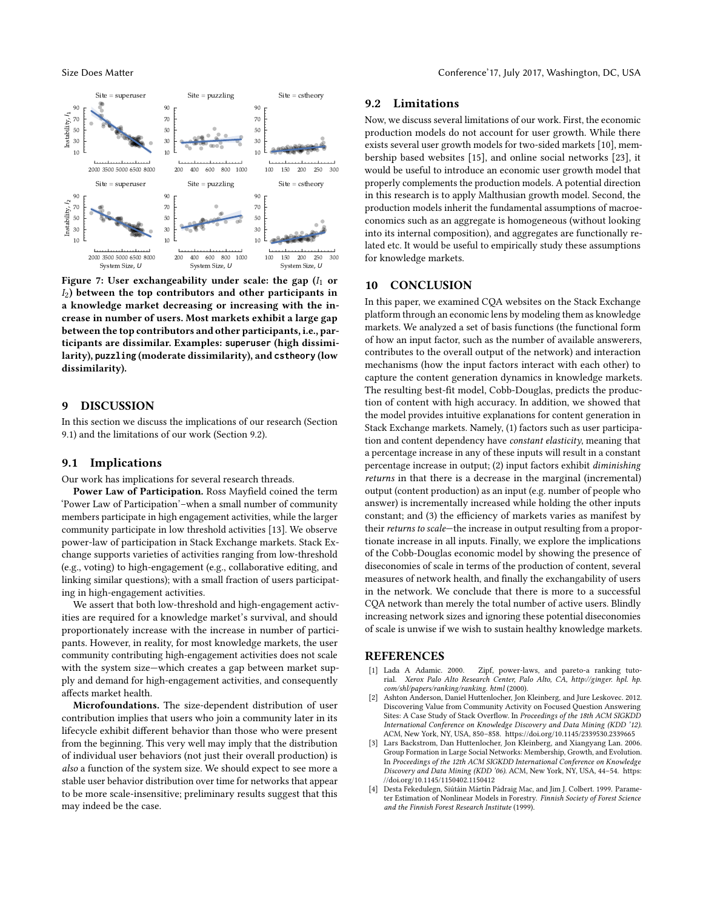Figure 7: User exchangeability under scale: the gap ($I_1$ or $I_2$) between the top contributors and other participants in a knowledge market decreasing or increasing with the increase in number of users. Most markets exhibit a large gap between the top contributors and other participants, i.e., participants are dissimilar. Examples: superuser (high dissimilarity), puzzling (moderate dissimilarity), and cstheory (low dissimilarity).

## 9 DISCUSSION

In this section we discuss the implications of our research (Section 9.1) and the limitations of our work (Section 9.2).

### 9.1 Implications

Our work has implications for several research threads.

**Power Law of Participation.** Ross Mayfield coined the term 'Power Law of Participation'–when a small number of community members participate in high engagement activities, while the larger community participate in low threshold activities [13]. We observe power-law of participation in Stack Exchange markets. Stack Exchange supports varieties of activities ranging from low-threshold (e.g., voting) to high-engagement (e.g., collaborative editing, and linking similar questions); with a small fraction of users participating in high-engagement activities.

We assert that both low-threshold and high-engagement activities are required for a knowledge market's survival, and should proportionately increase with the increase in number of participants. However, in reality, for most knowledge markets, the user community contributing high-engagement activities does not scale with the system size—which creates a gap between market supply and demand for high-engagement activities, and consequently affects market health.

**Microfoundations.** The size-dependent distribution of user contribution implies that users who join a community later in its lifecycle exhibit different behavior than those who were present from the beginning. This very well may imply that the distribution of individual user behaviors (not just their overall production) is *also* a function of the system size. We should expect to see more a stable user behavior distribution over time for networks that appear to be more scale-insensitive; preliminary results suggest that this may indeed be the case.

### 9.2 Limitations

Now, we discuss several limitations of our work. First, the economic production models do not account for user growth. While there exists several user growth models for two-sided markets [10], membership based websites [15], and online social networks [23], it would be useful to introduce an economic user growth model that properly complements the production models. A potential direction in this research is to apply Malthusian growth model. Second, the production models inherit the fundamental assumptions of macroeconomics such as an aggregate is homogeneous (without looking into its internal composition), and aggregates are functionally related etc. It would be useful to empirically study these assumptions for knowledge markets.

## 10 CONCLUSION

In this paper, we examined CQA websites on the Stack Exchange platform through an economic lens by modeling them as knowledge markets. We analyzed a set of basis functions (the functional form of how an input factor, such as the number of available answerers, contributes to the overall output of the network) and interaction mechanisms (how the input factors interact with each other) to capture the content generation dynamics in knowledge markets. The resulting best-fit model, Cobb-Douglas, predicts the production of content with high accuracy. In addition, we showed that the model provides intuitive explanations for content generation in Stack Exchange markets. Namely, (1) factors such as user participation and content dependency have *constant elasticity*, meaning that a percentage increase in any of these inputs will result in a constant percentage increase in output; (2) input factors exhibit *diminishing returns* in that there is a decrease in the marginal (incremental) output (content production) as an input (e.g. number of people who answer) is incrementally increased while holding the other inputs constant; and (3) the efficiency of markets varies as manifest by their *returns to scale*—the increase in output resulting from a proportionate increase in all inputs. Finally, we explore the implications of the Cobb-Douglas economic model by showing the presence of diseconomies of scale in terms of the production of content, several measures of network health, and finally the exchangability of users in the network. We conclude that there is more to a successful CQA network than merely the total number of active users. Blindly increasing network sizes and ignoring these potential diseconomies of scale is unwise if we wish to sustain healthy knowledge markets.

## REFERENCES

[1] Lada A Adamic. 2000. Zipf, power-laws, and pareto-a ranking tutorial. *Xerox Palo Alto Research Center, Palo Alto, CA, http://ginger. hpl. hp. com/shl/papers/ranking/ranking. html* (2000).

[2] Ashton Anderson, Daniel Huttenlocher, Jon Kleinberg, and Jure Leskovec. 2012. Discovering Value from Community Activity on Focused Question Answering Sites: A Case Study of Stack Overflow. In *Proceedings of the 18th ACM SIGKDD International Conference on Knowledge Discovery and Data Mining (KDD '12)*. ACM, New York, NY, USA, 850–858. https://doi.org/10.1145/2339530.2339665

[3] Lars Backstrom, Dan Huttenlocher, Jon Kleinberg, and Xiangyang Lan. 2006. Group Formation in Large Social Networks: Membership, Growth, and Evolution. In *Proceedings of the 12th ACM SIGKDD International Conference on Knowledge Discovery and Data Mining (KDD '06)*. ACM, New York, NY, USA, 44–54. https://doi.org/10.1145/1150402.1150412

[4] Desta Fekedulegn, Siútáin Mártín Pádraig Mac, and Jim J. Colbert. 1999. Parameter Estimation of Nonlinear Models in Forestry. *Finnish Society of Forest Science and the Finnish Forest Research Institute* (1999).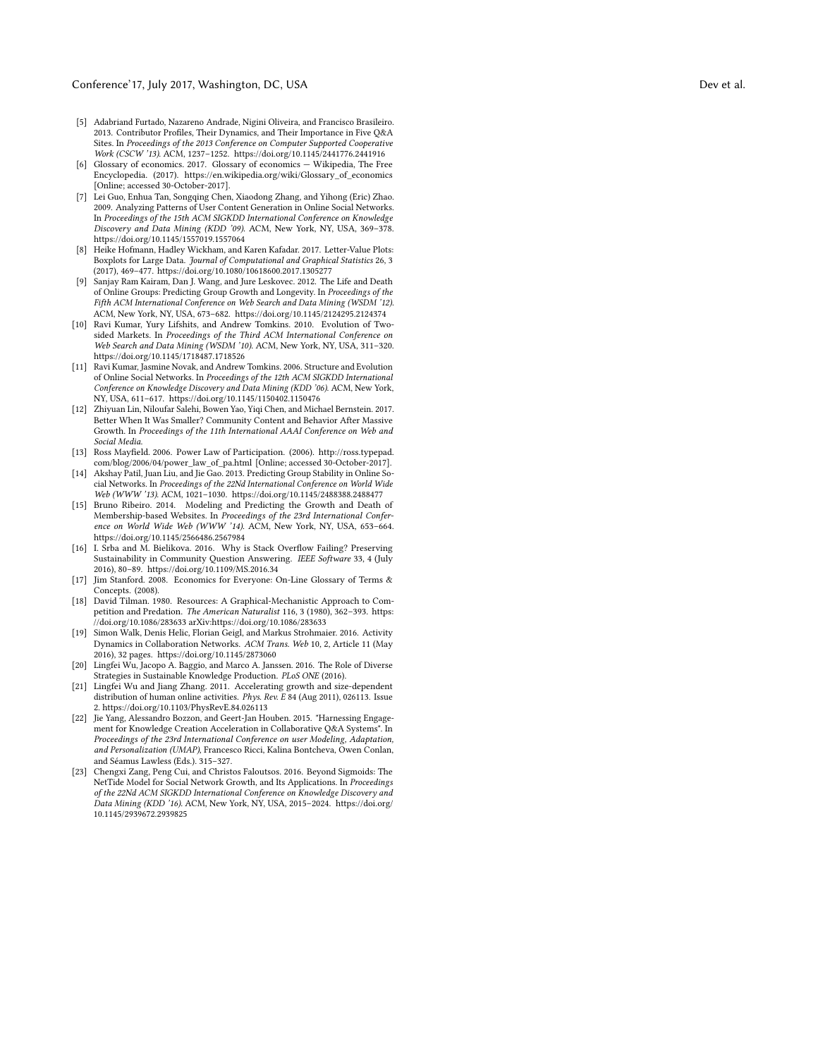[5] Adabriand Furtado, Nazareno Andrade, Nigini Oliveira, and Francisco Brasileiro. 2013. Contributor Profiles, Their Dynamics, and Their Importance in Five Q&A Sites. In *Proceedings of the 2013 Conference on Computer Supported Cooperative Work (CSCW '13)*. ACM, 1237–1252. https://doi.org/10.1145/2441776.2441916

[6] Glossary of economics. 2017. Glossary of economics — Wikipedia, The Free Encyclopedia. (2017). https://en.wikipedia.org/wiki/Glossary_of_economics [Online; accessed 30-October-2017].

[7] Lei Guo, Enhua Tan, Songqing Chen, Xiaodong Zhang, and Yihong (Eric) Zhao. 2009. Analyzing Patterns of User Content Generation in Online Social Networks. In *Proceedings of the 15th ACM SIGKDD International Conference on Knowledge Discovery and Data Mining (KDD '09)*. ACM, New York, NY, USA, 369–378. https://doi.org/10.1145/1557019.1557064

[8] Heike Hofmann, Hadley Wickham, and Karen Kafadar. 2017. Letter-Value Plots: Boxplots for Large Data. *Journal of Computational and Graphical Statistics* 26, 3 (2017), 469–477. https://doi.org/10.1080/10618600.2017.1305277

[9] Sanjay Ram Kairam, Dan J. Wang, and Jure Leskovec. 2012. The Life and Death of Online Groups: Predicting Group Growth and Longevity. In *Proceedings of the Fifth ACM International Conference on Web Search and Data Mining (WSDM '12)*. ACM, New York, NY, USA, 673–682. https://doi.org/10.1145/2124295.2124374

[10] Ravi Kumar, Yury Lifshits, and Andrew Tomkins. 2010. Evolution of Two-sided Markets. In *Proceedings of the Third ACM International Conference on Web Search and Data Mining (WSDM '10)*. ACM, New York, NY, USA, 311–320. https://doi.org/10.1145/1718487.1718526

[11] Ravi Kumar, Jasmine Novak, and Andrew Tomkins. 2006. Structure and Evolution of Online Social Networks. In *Proceedings of the 12th ACM SIGKDD International Conference on Knowledge Discovery and Data Mining (KDD '06)*. ACM, New York, NY, USA, 611–617. https://doi.org/10.1145/1150402.1150476

[12] Zhiyuan Lin, Niloufar Salehi, Bowen Yao, Yiqi Chen, and Michael Bernstein. 2017. Better When It Was Smaller? Community Content and Behavior After Massive Growth. In *Proceedings of the 11th International AAAI Conference on Web and Social Media*.

[13] Ross Mayfield. 2006. Power Law of Participation. (2006). http://ross.typepad.com/blog/2006/04/power_law_of_pa.html [Online; accessed 30-October-2017].

[14] Akshay Patil, Juan Liu, and Jie Gao. 2013. Predicting Group Stability in Online Social Networks. In *Proceedings of the 22Nd International Conference on World Wide Web (WWW '13)*. ACM, 1021–1030. https://doi.org/10.1145/2488388.2488477

[15] Bruno Ribeiro. 2014. Modeling and Predicting the Growth and Death of Membership-based Websites. In *Proceedings of the 23rd International Conference on World Wide Web (WWW '14)*. ACM, New York, NY, USA, 653–664. https://doi.org/10.1145/2566486.2567984

[16] I. Srba and M. Bielikova. 2016. Why is Stack Overflow Failing? Preserving Sustainability in Community Question Answering. *IEEE Software* 33, 4 (July 2016), 80–89. https://doi.org/10.1109/MS.2016.34

[17] Jim Stanford. 2008. Economics for Everyone: On-Line Glossary of Terms & Concepts. (2008).

[18] David Tilman. 1980. Resources: A Graphical-Mechanistic Approach to Competition and Predation. *The American Naturalist* 116, 3 (1980), 362–393. https://doi.org/10.1086/283633 arXiv:https://doi.org/10.1086/283633

[19] Simon Walk, Denis Helic, Florian Geigl, and Markus Strohmaier. 2016. Activity Dynamics in Collaboration Networks. *ACM Trans. Web* 10, 2, Article 11 (May 2016), 32 pages. https://doi.org/10.1145/2873060

[20] Lingfei Wu, Jacopo A. Baggio, and Marco A. Janssen. 2016. The Role of Diverse Strategies in Sustainable Knowledge Production. *PLoS ONE* (2016).

[21] Lingfei Wu and Jiang Zhang. 2011. Accelerating growth and size-dependent distribution of human online activities. *Phys. Rev. E* 84 (Aug 2011), 026113. Issue 2. https://doi.org/10.1103/PhysRevE.84.026113

[22] Jie Yang, Alessandro Bozzon, and Geert-Jan Houben. 2015. "Harnessing Engagement for Knowledge Creation Acceleration in Collaborative Q&A Systems". In *Proceedings of the 23rd International Conference on user Modeling, Adaptation, and Personalization (UMAP)*, Francesco Ricci, Kalina Bontcheva, Owen Conlan, and Séamus Lawless (Eds.). 315–327.

[23] Chengxi Zang, Peng Cui, and Christos Faloutsos. 2016. Beyond Sigmoids: The NetTide Model for Social Network Growth, and Its Applications. In *Proceedings of the 22Nd ACM SIGKDD International Conference on Knowledge Discovery and Data Mining (KDD '16)*. ACM, New York, NY, USA, 2015–2024. https://doi.org/10.1145/2939672.2939825